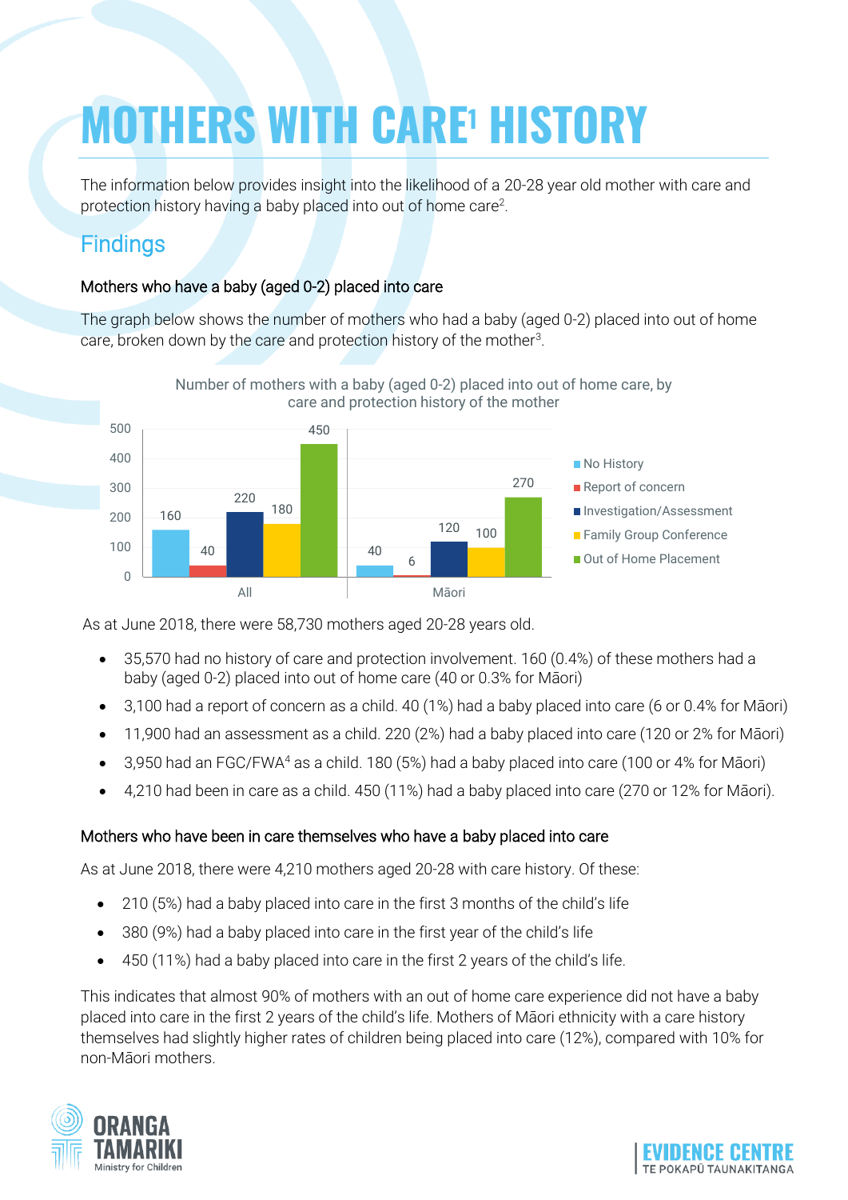# MOTHERS WITH CARE[1] HISTORY

The information below provides insight into the likelihood of a 20-28 year old mother with care and protection history having a baby placed into out of home care[2].

## Findings

### Mothers who have a baby (aged 0-2) placed into care

The graph below shows the number of mothers who had a baby (aged 0-2) placed into out of home care, broken down by the care and protection history of the mother[3].

Number of mothers with a baby (aged 0-2) placed into out of home care, by care and protection history of the mother

| | No History | Report of concern | Investigation/Assessment | Family Group Conference | Out of Home Placement |
|---|---|---|---|---|---|
| All | 160 | 40 | 220 | 180 | 450 |
| Māori | 40 | 6 | 120 | 100 | 270 |

As at June 2018, there were 58,730 mothers aged 20-28 years old.

- 35,570 had no history of care and protection involvement. 160 (0.4%) of these mothers had a baby (aged 0-2) placed into out of home care (40 or 0.3% for Māori)
- 3,100 had a report of concern as a child. 40 (1%) had a baby placed into care (6 or 0.4% for Māori)
- 11,900 had an assessment as a child. 220 (2%) had a baby placed into care (120 or 2% for Māori)
- 3,950 had an FGC/FWA[4] as a child. 180 (5%) had a baby placed into care (100 or 4% for Māori)
- 4,210 had been in care as a child. 450 (11%) had a baby placed into care (270 or 12% for Māori).

### Mothers who have been in care themselves who have a baby placed into care

As at June 2018, there were 4,210 mothers aged 20-28 with care history. Of these:

- 210 (5%) had a baby placed into care in the first 3 months of the child's life
- 380 (9%) had a baby placed into care in the first year of the child's life
- 450 (11%) had a baby placed into care in the first 2 years of the child's life.

This indicates that almost 90% of mothers with an out of home care experience did not have a baby placed into care in the first 2 years of the child's life. Mothers of Māori ethnicity with a care history themselves had slightly higher rates of children being placed into care (12%), compared with 10% for non-Māori mothers.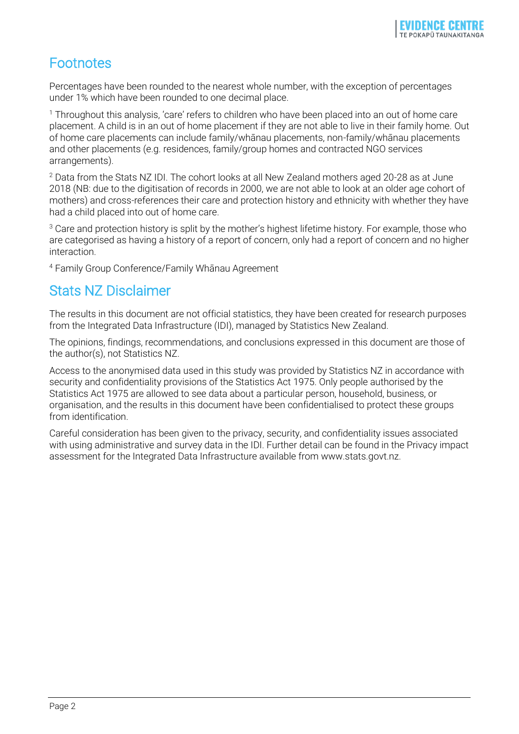## Footnotes

Percentages have been rounded to the nearest whole number, with the exception of percentages under 1% which have been rounded to one decimal place.

[1] Throughout this analysis, 'care' refers to children who have been placed into an out of home care placement. A child is in an out of home placement if they are not able to live in their family home. Out of home care placements can include family/whānau placements, non-family/whānau placements and other placements (e.g. residences, family/group homes and contracted NGO services arrangements).

[2] Data from the Stats NZ IDI. The cohort looks at all New Zealand mothers aged 20-28 as at June 2018 (NB: due to the digitisation of records in 2000, we are not able to look at an older age cohort of mothers) and cross-references their care and protection history and ethnicity with whether they have had a child placed into out of home care.

[3] Care and protection history is split by the mother's highest lifetime history. For example, those who are categorised as having a history of a report of concern, only had a report of concern and no higher interaction.

[4] Family Group Conference/Family Whānau Agreement

## Stats NZ Disclaimer

The results in this document are not official statistics, they have been created for research purposes from the Integrated Data Infrastructure (IDI), managed by Statistics New Zealand.

The opinions, findings, recommendations, and conclusions expressed in this document are those of the author(s), not Statistics NZ.

Access to the anonymised data used in this study was provided by Statistics NZ in accordance with security and confidentiality provisions of the Statistics Act 1975. Only people authorised by the Statistics Act 1975 are allowed to see data about a particular person, household, business, or organisation, and the results in this document have been confidentialised to protect these groups from identification.

Careful consideration has been given to the privacy, security, and confidentiality issues associated with using administrative and survey data in the IDI. Further detail can be found in the Privacy impact assessment for the Integrated Data Infrastructure available from www.stats.govt.nz.